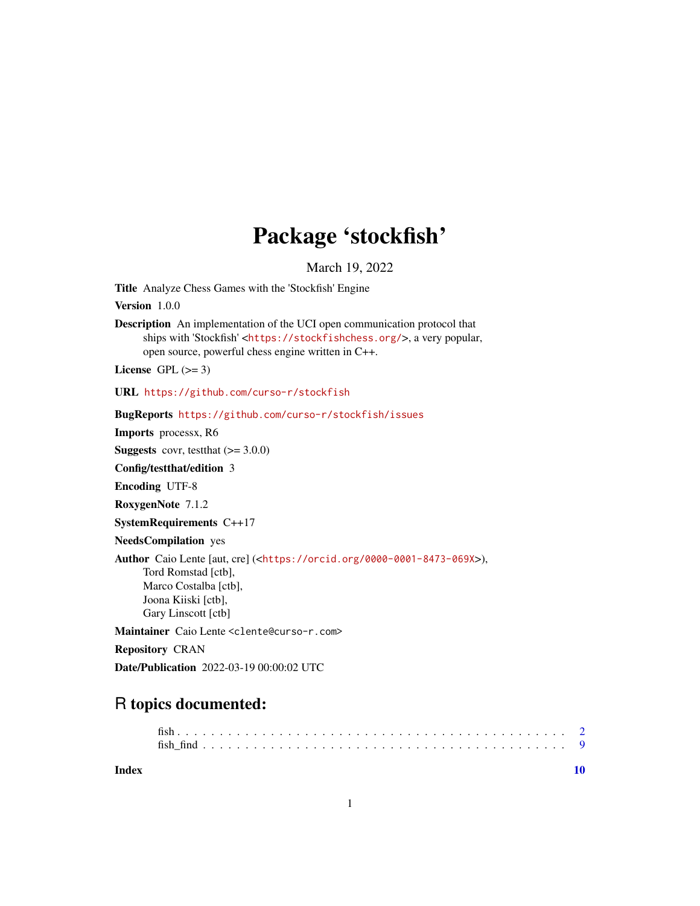# Package 'stockfish'

March 19, 2022

**Title** Analyze Chess Games with the 'Stockfish' Engine

**Version** 1.0.0

**Description** An implementation of the UCI open communication protocol that ships with 'Stockfish' <https://stockfishchess.org/>, a very popular, open source, powerful chess engine written in C++.

**License** GPL (>= 3)

**URL** https://github.com/curso-r/stockfish

**BugReports** https://github.com/curso-r/stockfish/issues

**Imports** processx, R6

**Suggests** covr, testthat (>= 3.0.0)

**Config/testthat/edition** 3

**Encoding** UTF-8

**RoxygenNote** 7.1.2

**SystemRequirements** C++17

**NeedsCompilation** yes

**Author** Caio Lente [aut, cre] (<https://orcid.org/0000-0001-8473-069X>), Tord Romstad [ctb], Marco Costalba [ctb], Joona Kiiski [ctb], Gary Linscott [ctb]

**Maintainer** Caio Lente <clente@curso-r.com>

**Repository** CRAN

**Date/Publication** 2022-03-19 00:00:02 UTC

## R topics documented:

fish . . . . . . . . . . . . . . . . . . . . . . . . . . . . . . . . . . . . . . . . . . . . 2
fish_find . . . . . . . . . . . . . . . . . . . . . . . . . . . . . . . . . . . . . . . . . 9

**Index** 10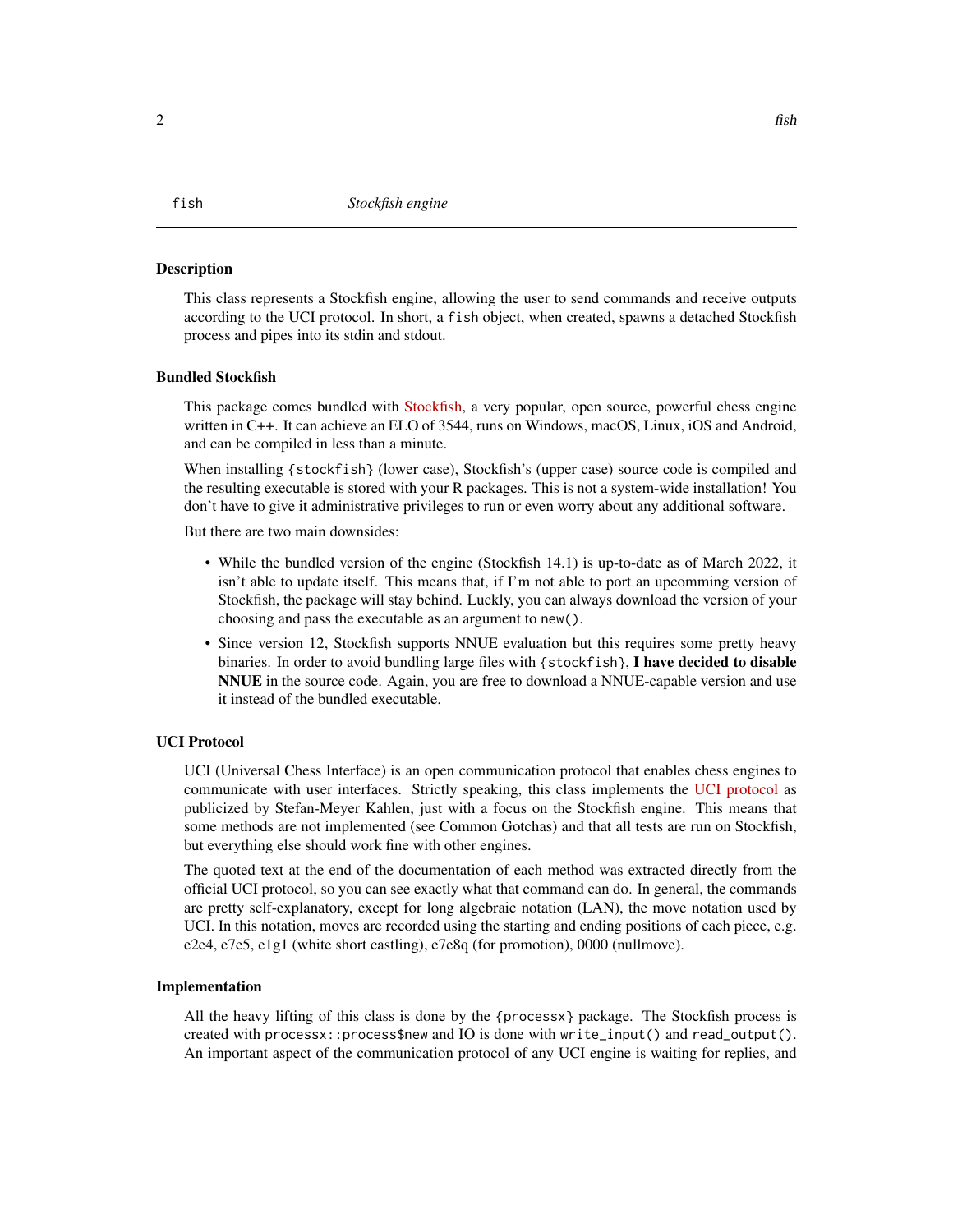fish    *Stockfish engine*

## Description

This class represents a Stockfish engine, allowing the user to send commands and receive outputs according to the UCI protocol. In short, a `fish` object, when created, spawns a detached Stockfish process and pipes into its stdin and stdout.

## Bundled Stockfish

This package comes bundled with Stockfish, a very popular, open source, powerful chess engine written in C++. It can achieve an ELO of 3544, runs on Windows, macOS, Linux, iOS and Android, and can be compiled in less than a minute.

When installing `{stockfish}` (lower case), Stockfish's (upper case) source code is compiled and the resulting executable is stored with your R packages. This is not a system-wide installation! You don't have to give it administrative privileges to run or even worry about any additional software.

But there are two main downsides:

- While the bundled version of the engine (Stockfish 14.1) is up-to-date as of March 2022, it isn't able to update itself. This means that, if I'm not able to port an upcomming version of Stockfish, the package will stay behind. Luckly, you can always download the version of your choosing and pass the executable as an argument to `new()`.
- Since version 12, Stockfish supports NNUE evaluation but this requires some pretty heavy binaries. In order to avoid bundling large files with `{stockfish}`, **I have decided to disable NNUE** in the source code. Again, you are free to download a NNUE-capable version and use it instead of the bundled executable.

## UCI Protocol

UCI (Universal Chess Interface) is an open communication protocol that enables chess engines to communicate with user interfaces. Strictly speaking, this class implements the UCI protocol as publicized by Stefan-Meyer Kahlen, just with a focus on the Stockfish engine. This means that some methods are not implemented (see Common Gotchas) and that all tests are run on Stockfish, but everything else should work fine with other engines.

The quoted text at the end of the documentation of each method was extracted directly from the official UCI protocol, so you can see exactly what that command can do. In general, the commands are pretty self-explanatory, except for long algebraic notation (LAN), the move notation used by UCI. In this notation, moves are recorded using the starting and ending positions of each piece, e.g. e2e4, e7e5, e1g1 (white short castling), e7e8q (for promotion), 0000 (nullmove).

## Implementation

All the heavy lifting of this class is done by the `{processx}` package. The Stockfish process is created with `processx::process$new` and IO is done with `write_input()` and `read_output()`. An important aspect of the communication protocol of any UCI engine is waiting for replies, and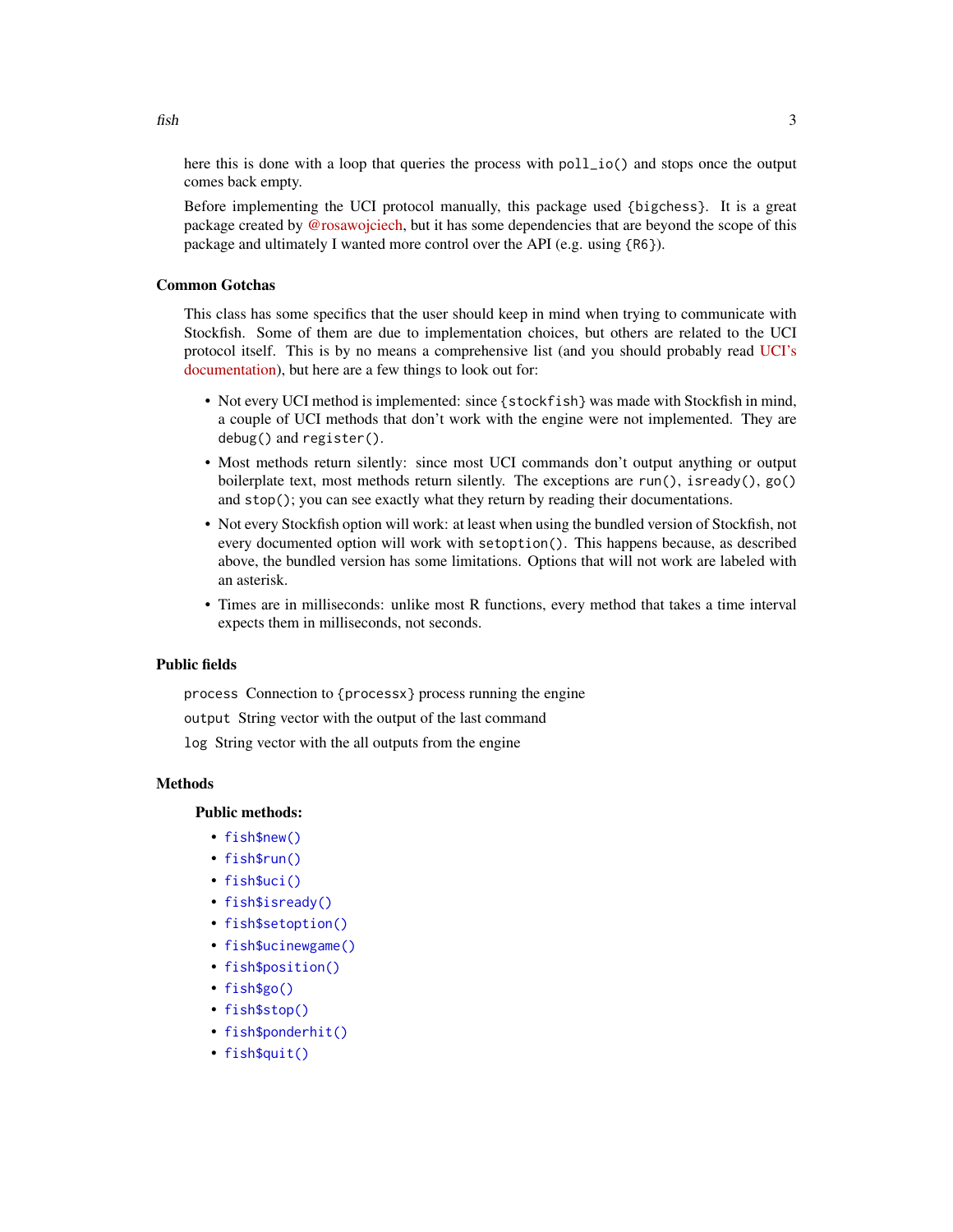here this is done with a loop that queries the process with `poll_io()` and stops once the output comes back empty.

Before implementing the UCI protocol manually, this package used `{bigchess}`. It is a great package created by @rosawojciech, but it has some dependencies that are beyond the scope of this package and ultimately I wanted more control over the API (e.g. using `{R6}`).

### Common Gotchas

This class has some specifics that the user should keep in mind when trying to communicate with Stockfish. Some of them are due to implementation choices, but others are related to the UCI protocol itself. This is by no means a comprehensive list (and you should probably read UCI's documentation), but here are a few things to look out for:

- Not every UCI method is implemented: since `{stockfish}` was made with Stockfish in mind, a couple of UCI methods that don't work with the engine were not implemented. They are `debug()` and `register()`.
- Most methods return silently: since most UCI commands don't output anything or output boilerplate text, most methods return silently. The exceptions are `run()`, `isready()`, `go()` and `stop()`; you can see exactly what they return by reading their documentations.
- Not every Stockfish option will work: at least when using the bundled version of Stockfish, not every documented option will work with `setoption()`. This happens because, as described above, the bundled version has some limitations. Options that will not work are labeled with an asterisk.
- Times are in milliseconds: unlike most R functions, every method that takes a time interval expects them in milliseconds, not seconds.

### Public fields

`process` Connection to `{processx}` process running the engine

`output` String vector with the output of the last command

`log` String vector with the all outputs from the engine

### Methods

**Public methods:**

- `fish$new()`
- `fish$run()`
- `fish$uci()`
- `fish$isready()`
- `fish$setoption()`
- `fish$ucinewgame()`
- `fish$position()`
- `fish$go()`
- `fish$stop()`
- `fish$ponderhit()`
- `fish$quit()`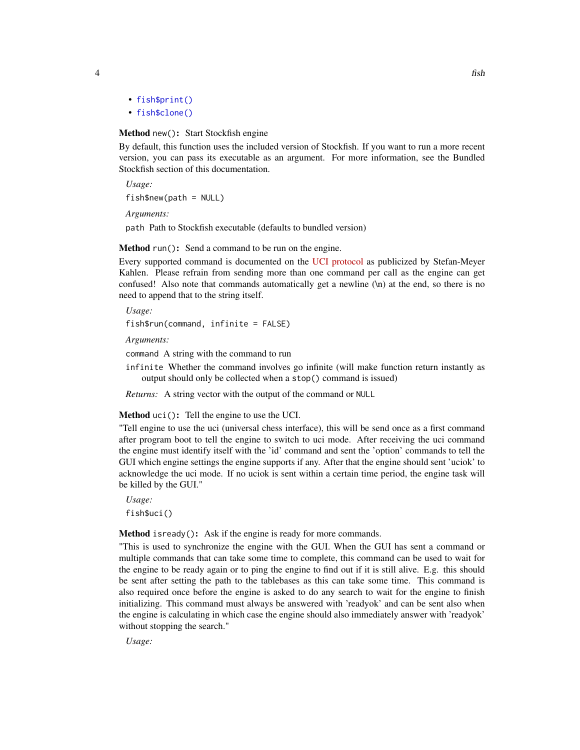- `fish$print()`
- `fish$clone()`

**Method** `new()`**:** Start Stockfish engine

By default, this function uses the included version of Stockfish. If you want to run a more recent version, you can pass its executable as an argument. For more information, see the Bundled Stockfish section of this documentation.

*Usage:*

```
fish$new(path = NULL)
```

*Arguments:*

`path` Path to Stockfish executable (defaults to bundled version)

**Method** `run()`**:** Send a command to be run on the engine.

Every supported command is documented on the UCI protocol as publicized by Stefan-Meyer Kahlen. Please refrain from sending more than one command per call as the engine can get confused! Also note that commands automatically get a newline (\n) at the end, so there is no need to append that to the string itself.

*Usage:*

```
fish$run(command, infinite = FALSE)
```

*Arguments:*

`command` A string with the command to run

`infinite` Whether the command involves go infinite (will make function return instantly as output should only be collected when a `stop()` command is issued)

*Returns:* A string vector with the output of the command or `NULL`

**Method** `uci()`**:** Tell the engine to use the UCI.

"Tell engine to use the uci (universal chess interface), this will be send once as a first command after program boot to tell the engine to switch to uci mode. After receiving the uci command the engine must identify itself with the 'id' command and sent the 'option' commands to tell the GUI which engine settings the engine supports if any. After that the engine should sent 'uciok' to acknowledge the uci mode. If no uciok is sent within a certain time period, the engine task will be killed by the GUI."

*Usage:*

```
fish$uci()
```

**Method** `isready()`**:** Ask if the engine is ready for more commands.

"This is used to synchronize the engine with the GUI. When the GUI has sent a command or multiple commands that can take some time to complete, this command can be used to wait for the engine to be ready again or to ping the engine to find out if it is still alive. E.g. this should be sent after setting the path to the tablebases as this can take some time. This command is also required once before the engine is asked to do any search to wait for the engine to finish initializing. This command must always be answered with 'readyok' and can be sent also when the engine is calculating in which case the engine should also immediately answer with 'readyok' without stopping the search."

*Usage:*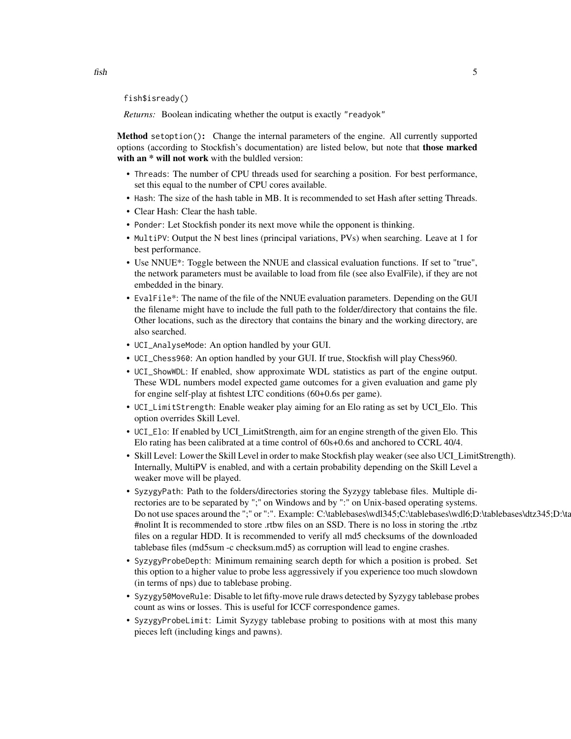fish$isready()

*Returns:* Boolean indicating whether the output is exactly "readyok"

**Method** setoption()**:** Change the internal parameters of the engine. All currently supported options (according to Stockfish's documentation) are listed below, but note that **those marked with an * will not work** with the buldled version:

- Threads: The number of CPU threads used for searching a position. For best performance, set this equal to the number of CPU cores available.
- Hash: The size of the hash table in MB. It is recommended to set Hash after setting Threads.
- Clear Hash: Clear the hash table.
- Ponder: Let Stockfish ponder its next move while the opponent is thinking.
- MultiPV: Output the N best lines (principal variations, PVs) when searching. Leave at 1 for best performance.
- Use NNUE*: Toggle between the NNUE and classical evaluation functions. If set to "true", the network parameters must be available to load from file (see also EvalFile), if they are not embedded in the binary.
- EvalFile*: The name of the file of the NNUE evaluation parameters. Depending on the GUI the filename might have to include the full path to the folder/directory that contains the file. Other locations, such as the directory that contains the binary and the working directory, are also searched.
- UCI_AnalyseMode: An option handled by your GUI.
- UCI_Chess960: An option handled by your GUI. If true, Stockfish will play Chess960.
- UCI_ShowWDL: If enabled, show approximate WDL statistics as part of the engine output. These WDL numbers model expected game outcomes for a given evaluation and game ply for engine self-play at fishtest LTC conditions (60+0.6s per game).
- UCI_LimitStrength: Enable weaker play aiming for an Elo rating as set by UCI_Elo. This option overrides Skill Level.
- UCI_Elo: If enabled by UCI_LimitStrength, aim for an engine strength of the given Elo. This Elo rating has been calibrated at a time control of 60s+0.6s and anchored to CCRL 40/4.
- Skill Level: Lower the Skill Level in order to make Stockfish play weaker (see also UCI_LimitStrength). Internally, MultiPV is enabled, and with a certain probability depending on the Skill Level a weaker move will be played.
- SyzygyPath: Path to the folders/directories storing the Syzygy tablebase files. Multiple directories are to be separated by ";" on Windows and by ":" on Unix-based operating systems. Do not use spaces around the ";" or ":". Example: C:\tablebases\wdl345;C:\tablebases\wdl6;D:\tablebases\dtz345;D:\ta #nolint It is recommended to store .rtbw files on an SSD. There is no loss in storing the .rtbz files on a regular HDD. It is recommended to verify all md5 checksums of the downloaded tablebase files (md5sum -c checksum.md5) as corruption will lead to engine crashes.
- SyzygyProbeDepth: Minimum remaining search depth for which a position is probed. Set this option to a higher value to probe less aggressively if you experience too much slowdown (in terms of nps) due to tablebase probing.
- Syzygy50MoveRule: Disable to let fifty-move rule draws detected by Syzygy tablebase probes count as wins or losses. This is useful for ICCF correspondence games.
- SyzygyProbeLimit: Limit Syzygy tablebase probing to positions with at most this many pieces left (including kings and pawns).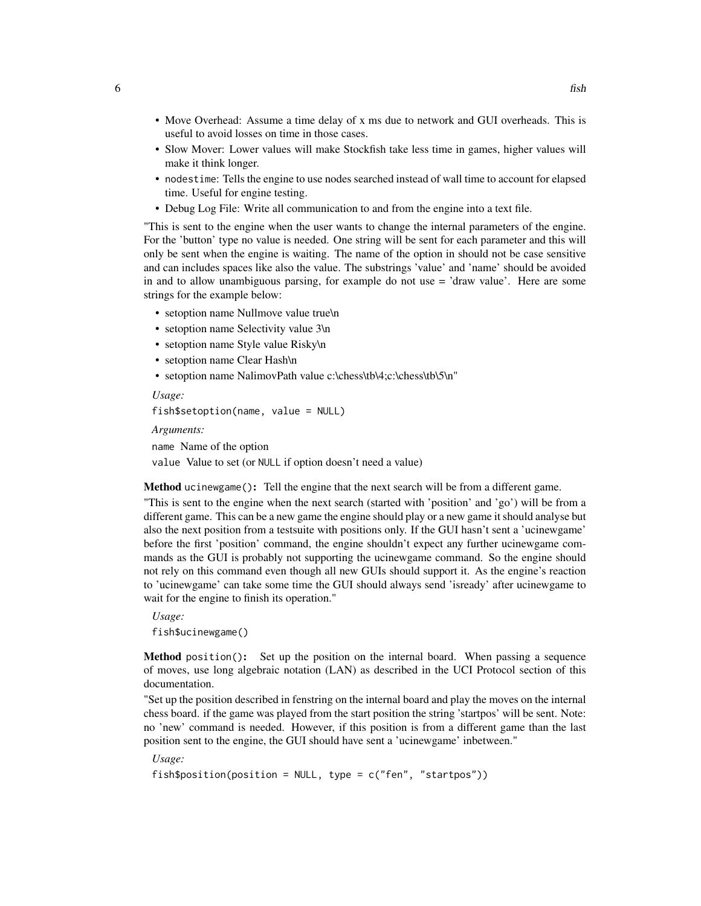- Move Overhead: Assume a time delay of x ms due to network and GUI overheads. This is useful to avoid losses on time in those cases.
- Slow Mover: Lower values will make Stockfish take less time in games, higher values will make it think longer.
- `nodestime`: Tells the engine to use nodes searched instead of wall time to account for elapsed time. Useful for engine testing.
- Debug Log File: Write all communication to and from the engine into a text file.

"This is sent to the engine when the user wants to change the internal parameters of the engine. For the 'button' type no value is needed. One string will be sent for each parameter and this will only be sent when the engine is waiting. The name of the option in should not be case sensitive and can includes spaces like also the value. The substrings 'value' and 'name' should be avoided in and to allow unambiguous parsing, for example do not use = 'draw value'. Here are some strings for the example below:

- setoption name Nullmove value true\n
- setoption name Selectivity value 3\n
- setoption name Style value Risky\n
- setoption name Clear Hash\n
- setoption name NalimovPath value c:\chess\tb\4;c:\chess\tb\5\n"

*Usage:*

```
fish$setoption(name, value = NULL)
```

*Arguments:*

`name` Name of the option

`value` Value to set (or `NULL` if option doesn't need a value)

**Method** `ucinewgame()`**:** Tell the engine that the next search will be from a different game.

"This is sent to the engine when the next search (started with 'position' and 'go') will be from a different game. This can be a new game the engine should play or a new game it should analyse but also the next position from a testsuite with positions only. If the GUI hasn't sent a 'ucinewgame' before the first 'position' command, the engine shouldn't expect any further ucinewgame commands as the GUI is probably not supporting the ucinewgame command. So the engine should not rely on this command even though all new GUIs should support it. As the engine's reaction to 'ucinewgame' can take some time the GUI should always send 'isready' after ucinewgame to wait for the engine to finish its operation."

*Usage:*

```
fish$ucinewgame()
```

**Method** `position()`**:** Set up the position on the internal board. When passing a sequence of moves, use long algebraic notation (LAN) as described in the UCI Protocol section of this documentation.

"Set up the position described in fenstring on the internal board and play the moves on the internal chess board. if the game was played from the start position the string 'startpos' will be sent. Note: no 'new' command is needed. However, if this position is from a different game than the last position sent to the engine, the GUI should have sent a 'ucinewgame' inbetween."

*Usage:*

```
fish$position(position = NULL, type = c("fen", "startpos"))
```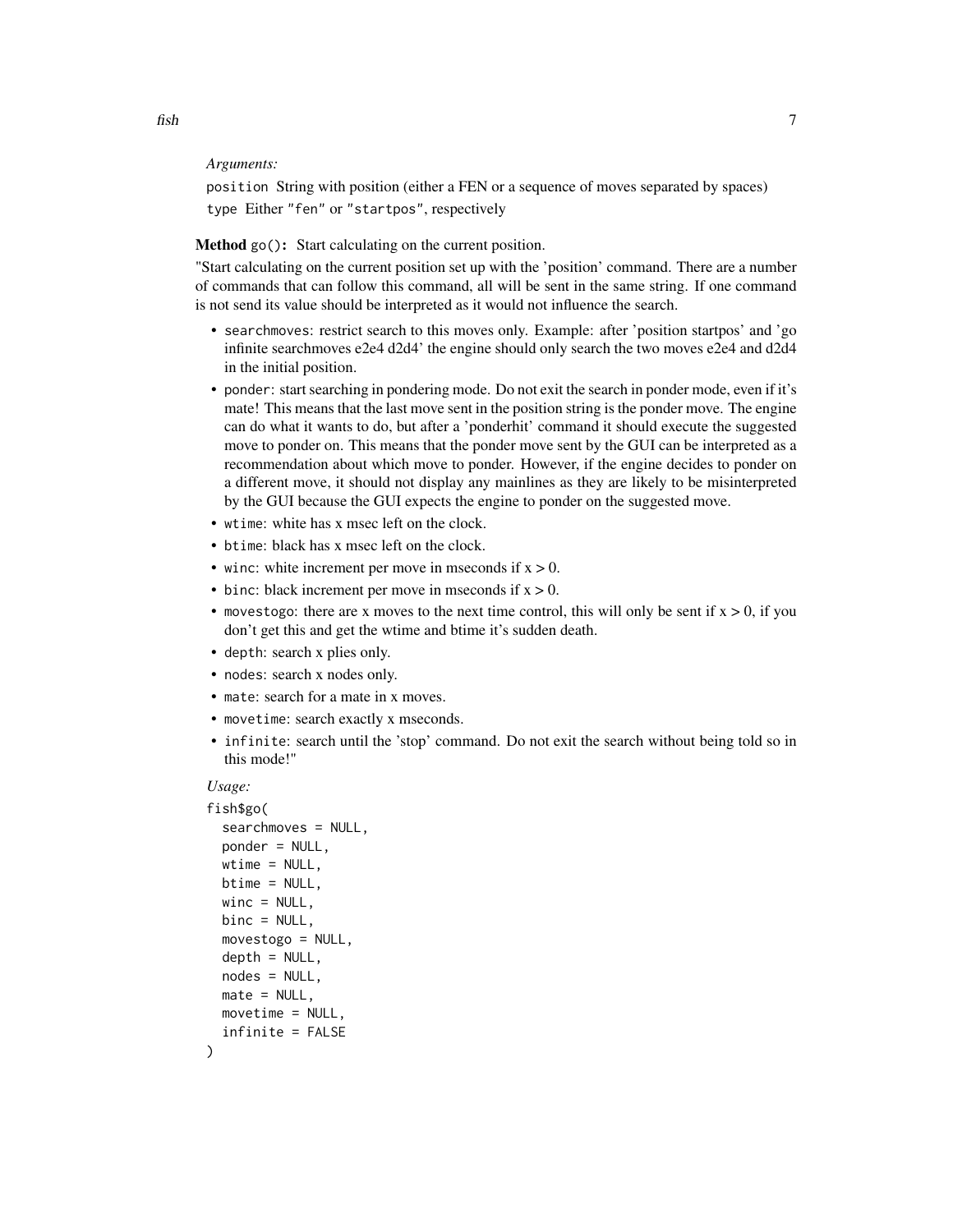*Arguments:*

`position` String with position (either a FEN or a sequence of moves separated by spaces)

`type` Either `"fen"` or `"startpos"`, respectively

**Method** `go()`**:** Start calculating on the current position.

"Start calculating on the current position set up with the 'position' command. There are a number of commands that can follow this command, all will be sent in the same string. If one command is not send its value should be interpreted as it would not influence the search.

- `searchmoves`: restrict search to this moves only. Example: after 'position startpos' and 'go infinite searchmoves e2e4 d2d4' the engine should only search the two moves e2e4 and d2d4 in the initial position.
- `ponder`: start searching in pondering mode. Do not exit the search in ponder mode, even if it's mate! This means that the last move sent in the position string is the ponder move. The engine can do what it wants to do, but after a 'ponderhit' command it should execute the suggested move to ponder on. This means that the ponder move sent by the GUI can be interpreted as a recommendation about which move to ponder. However, if the engine decides to ponder on a different move, it should not display any mainlines as they are likely to be misinterpreted by the GUI because the GUI expects the engine to ponder on the suggested move.
- `wtime`: white has x msec left on the clock.
- `btime`: black has x msec left on the clock.
- `winc`: white increment per move in mseconds if $x > 0$.
- `binc`: black increment per move in mseconds if $x > 0$.
- `movestogo`: there are x moves to the next time control, this will only be sent if $x > 0$, if you don't get this and get the wtime and btime it's sudden death.
- `depth`: search x plies only.
- `nodes`: search x nodes only.
- `mate`: search for a mate in x moves.
- `movetime`: search exactly x mseconds.
- `infinite`: search until the 'stop' command. Do not exit the search without being told so in this mode!"

*Usage:*

```
fish$go(
  searchmoves = NULL,
  ponder = NULL,
  wtime = NULL,
  btime = NULL,
  winc = NULL,
  binc = NULL,
  movestogo = NULL,
  depth = NULL,
  nodes = NULL,
  mate = NULL,
  movetime = NULL,
  infinite = FALSE
)
```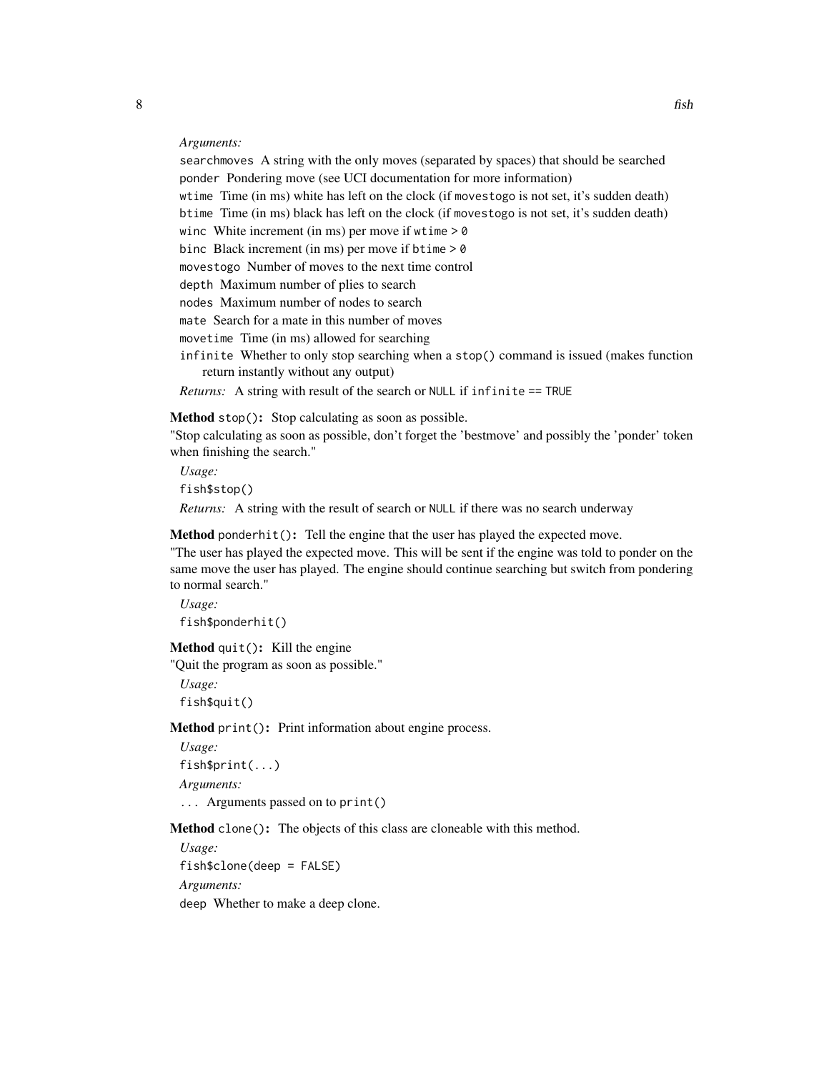*Arguments:*

`searchmoves` A string with the only moves (separated by spaces) that should be searched

`ponder` Pondering move (see UCI documentation for more information)

`wtime` Time (in ms) white has left on the clock (if `movestogo` is not set, it's sudden death)

`btime` Time (in ms) black has left on the clock (if `movestogo` is not set, it's sudden death)

`winc` White increment (in ms) per move if `wtime > 0`

`binc` Black increment (in ms) per move if `btime > 0`

`movestogo` Number of moves to the next time control

`depth` Maximum number of plies to search

`nodes` Maximum number of nodes to search

`mate` Search for a mate in this number of moves

`movetime` Time (in ms) allowed for searching

`infinite` Whether to only stop searching when a `stop()` command is issued (makes function return instantly without any output)

*Returns:* A string with result of the search or `NULL` if `infinite == TRUE`

**Method** `stop()`**:** Stop calculating as soon as possible.

"Stop calculating as soon as possible, don't forget the 'bestmove' and possibly the 'ponder' token when finishing the search."

*Usage:*

```
fish$stop()
```

*Returns:* A string with the result of search or `NULL` if there was no search underway

**Method** `ponderhit()`**:** Tell the engine that the user has played the expected move.

"The user has played the expected move. This will be sent if the engine was told to ponder on the same move the user has played. The engine should continue searching but switch from pondering to normal search."

*Usage:*

```
fish$ponderhit()
```

**Method** `quit()`**:** Kill the engine

"Quit the program as soon as possible."

*Usage:*

```
fish$quit()
```

**Method** `print()`**:** Print information about engine process.

*Usage:*

```
fish$print(...)
```

*Arguments:*

`...` Arguments passed on to `print()`

**Method** `clone()`**:** The objects of this class are cloneable with this method.

*Usage:*

```
fish$clone(deep = FALSE)
```

*Arguments:*

`deep` Whether to make a deep clone.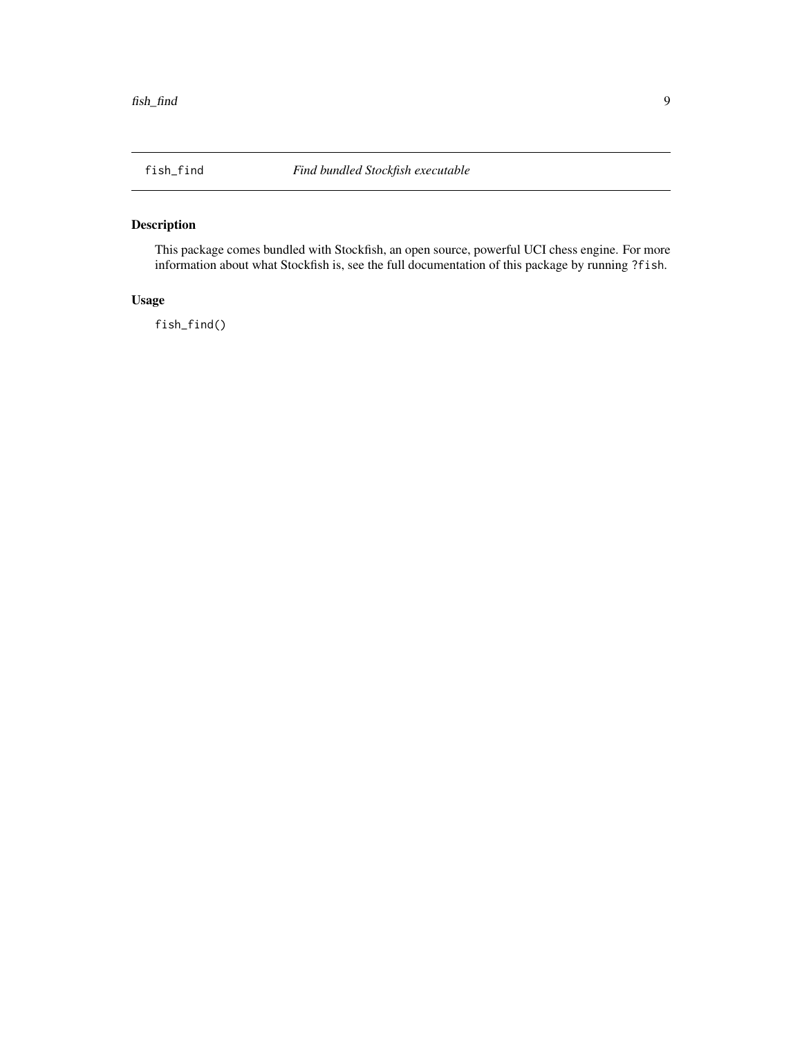## fish_find — *Find bundled Stockfish executable*

### Description

This package comes bundled with Stockfish, an open source, powerful UCI chess engine. For more information about what Stockfish is, see the full documentation of this package by running `?fish`.

### Usage

```
fish_find()
```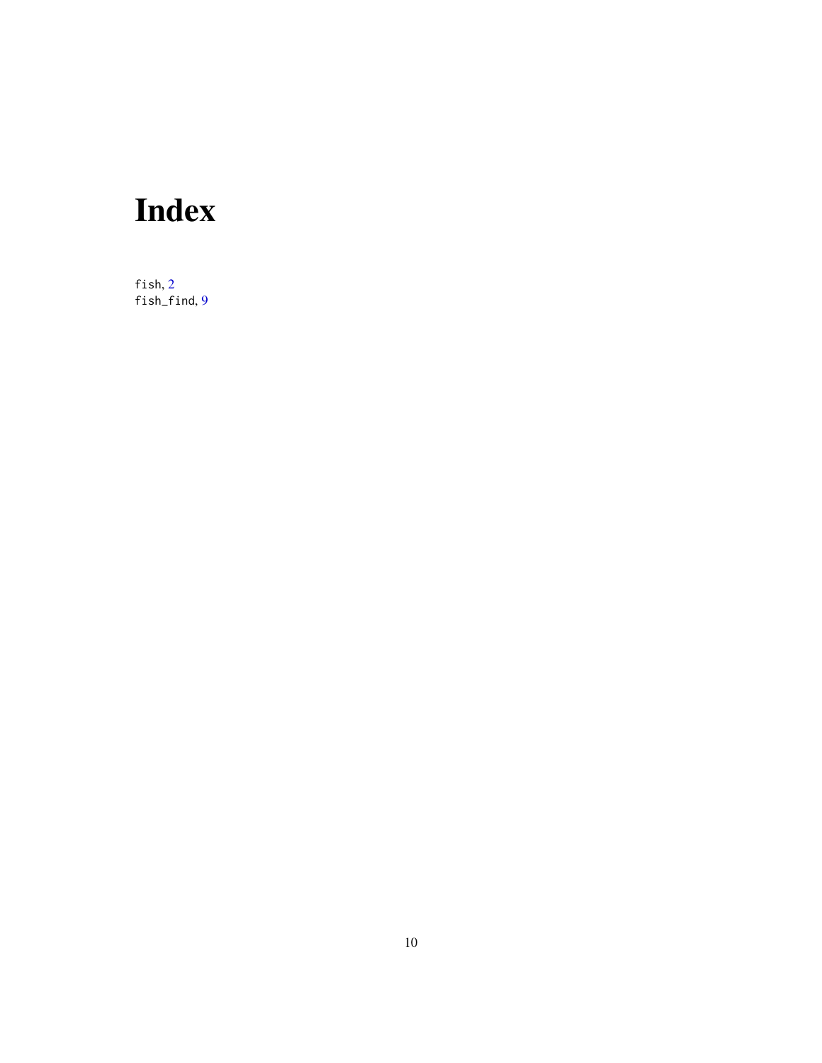# Index

fish, 2
fish_find, 9